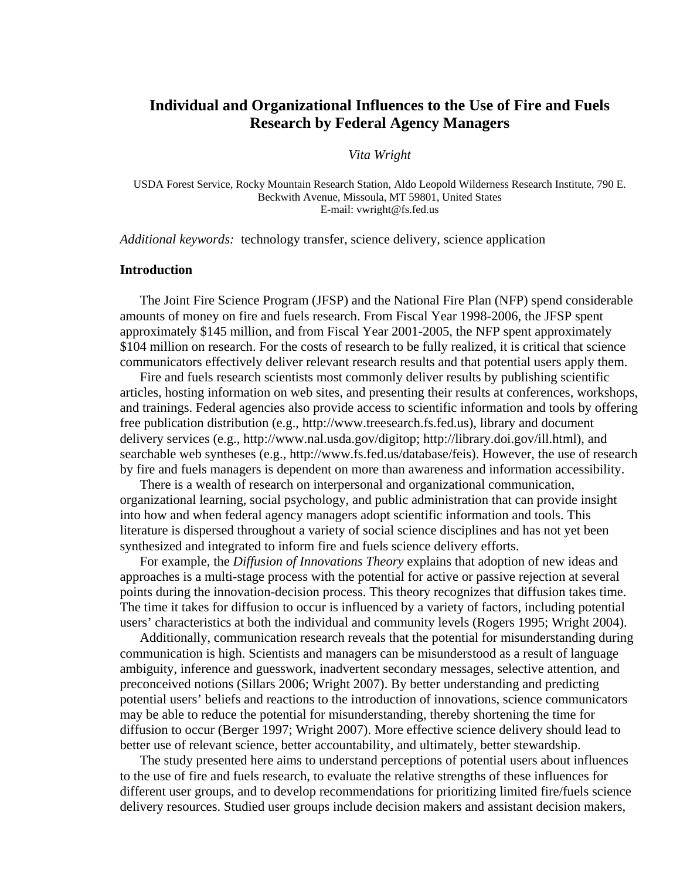# Individual and Organizational Influences to the Use of Fire and Fuels Research by Federal Agency Managers

*Vita Wright*

USDA Forest Service, Rocky Mountain Research Station, Aldo Leopold Wilderness Research Institute, 790 E. Beckwith Avenue, Missoula, MT 59801, United States
E-mail: vwright@fs.fed.us

*Additional keywords:* technology transfer, science delivery, science application

## Introduction

The Joint Fire Science Program (JFSP) and the National Fire Plan (NFP) spend considerable amounts of money on fire and fuels research. From Fiscal Year 1998-2006, the JFSP spent approximately $145 million, and from Fiscal Year 2001-2005, the NFP spent approximately $104 million on research. For the costs of research to be fully realized, it is critical that science communicators effectively deliver relevant research results and that potential users apply them.

Fire and fuels research scientists most commonly deliver results by publishing scientific articles, hosting information on web sites, and presenting their results at conferences, workshops, and trainings. Federal agencies also provide access to scientific information and tools by offering free publication distribution (e.g., http://www.treesearch.fs.fed.us), library and document delivery services (e.g., http://www.nal.usda.gov/digitop; http://library.doi.gov/ill.html), and searchable web syntheses (e.g., http://www.fs.fed.us/database/feis). However, the use of research by fire and fuels managers is dependent on more than awareness and information accessibility.

There is a wealth of research on interpersonal and organizational communication, organizational learning, social psychology, and public administration that can provide insight into how and when federal agency managers adopt scientific information and tools. This literature is dispersed throughout a variety of social science disciplines and has not yet been synthesized and integrated to inform fire and fuels science delivery efforts.

For example, the *Diffusion of Innovations Theory* explains that adoption of new ideas and approaches is a multi-stage process with the potential for active or passive rejection at several points during the innovation-decision process. This theory recognizes that diffusion takes time. The time it takes for diffusion to occur is influenced by a variety of factors, including potential users' characteristics at both the individual and community levels (Rogers 1995; Wright 2004).

Additionally, communication research reveals that the potential for misunderstanding during communication is high. Scientists and managers can be misunderstood as a result of language ambiguity, inference and guesswork, inadvertent secondary messages, selective attention, and preconceived notions (Sillars 2006; Wright 2007). By better understanding and predicting potential users' beliefs and reactions to the introduction of innovations, science communicators may be able to reduce the potential for misunderstanding, thereby shortening the time for diffusion to occur (Berger 1997; Wright 2007). More effective science delivery should lead to better use of relevant science, better accountability, and ultimately, better stewardship.

The study presented here aims to understand perceptions of potential users about influences to the use of fire and fuels research, to evaluate the relative strengths of these influences for different user groups, and to develop recommendations for prioritizing limited fire/fuels science delivery resources. Studied user groups include decision makers and assistant decision makers,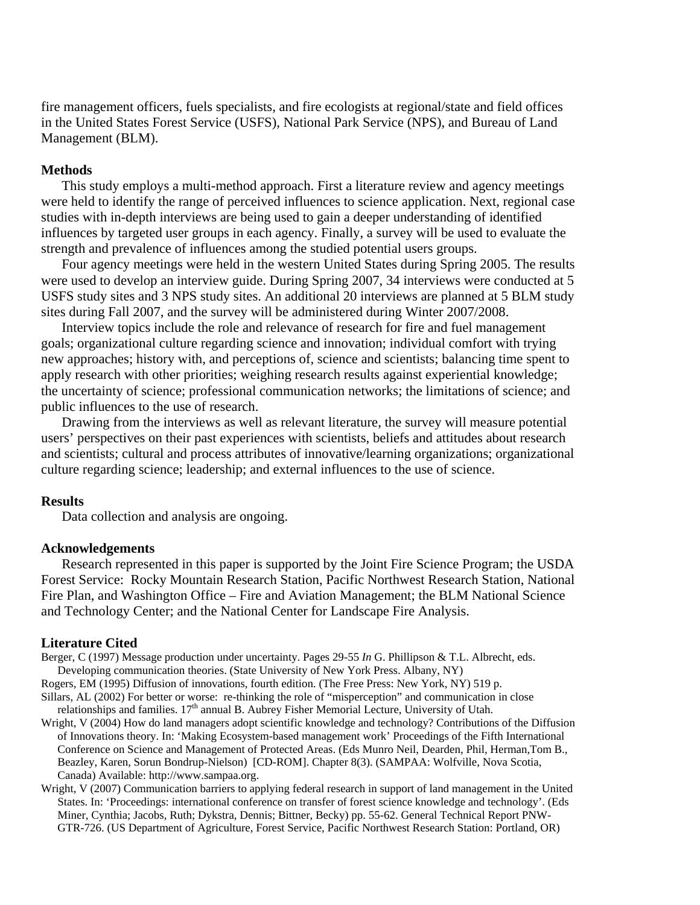fire management officers, fuels specialists, and fire ecologists at regional/state and field offices in the United States Forest Service (USFS), National Park Service (NPS), and Bureau of Land Management (BLM).

## Methods

This study employs a multi-method approach. First a literature review and agency meetings were held to identify the range of perceived influences to science application. Next, regional case studies with in-depth interviews are being used to gain a deeper understanding of identified influences by targeted user groups in each agency. Finally, a survey will be used to evaluate the strength and prevalence of influences among the studied potential users groups.

Four agency meetings were held in the western United States during Spring 2005. The results were used to develop an interview guide. During Spring 2007, 34 interviews were conducted at 5 USFS study sites and 3 NPS study sites. An additional 20 interviews are planned at 5 BLM study sites during Fall 2007, and the survey will be administered during Winter 2007/2008.

Interview topics include the role and relevance of research for fire and fuel management goals; organizational culture regarding science and innovation; individual comfort with trying new approaches; history with, and perceptions of, science and scientists; balancing time spent to apply research with other priorities; weighing research results against experiential knowledge; the uncertainty of science; professional communication networks; the limitations of science; and public influences to the use of research.

Drawing from the interviews as well as relevant literature, the survey will measure potential users' perspectives on their past experiences with scientists, beliefs and attitudes about research and scientists; cultural and process attributes of innovative/learning organizations; organizational culture regarding science; leadership; and external influences to the use of science.

## Results

Data collection and analysis are ongoing.

## Acknowledgements

Research represented in this paper is supported by the Joint Fire Science Program; the USDA Forest Service: Rocky Mountain Research Station, Pacific Northwest Research Station, National Fire Plan, and Washington Office – Fire and Aviation Management; the BLM National Science and Technology Center; and the National Center for Landscape Fire Analysis.

## Literature Cited

Berger, C (1997) Message production under uncertainty. Pages 29-55 *In* G. Phillipson & T.L. Albrecht, eds. Developing communication theories. (State University of New York Press. Albany, NY)

Rogers, EM (1995) Diffusion of innovations, fourth edition. (The Free Press: New York, NY) 519 p.

Sillars, AL (2002) For better or worse: re-thinking the role of "misperception" and communication in close relationships and families. 17th annual B. Aubrey Fisher Memorial Lecture, University of Utah.

Wright, V (2004) How do land managers adopt scientific knowledge and technology? Contributions of the Diffusion of Innovations theory. In: 'Making Ecosystem-based management work' Proceedings of the Fifth International Conference on Science and Management of Protected Areas. (Eds Munro Neil, Dearden, Phil, Herman,Tom B., Beazley, Karen, Sorun Bondrup-Nielson) [CD-ROM]. Chapter 8(3). (SAMPAA: Wolfville, Nova Scotia, Canada) Available: http://www.sampaa.org.

Wright, V (2007) Communication barriers to applying federal research in support of land management in the United States. In: 'Proceedings: international conference on transfer of forest science knowledge and technology'. (Eds Miner, Cynthia; Jacobs, Ruth; Dykstra, Dennis; Bittner, Becky) pp. 55-62. General Technical Report PNW-GTR-726. (US Department of Agriculture, Forest Service, Pacific Northwest Research Station: Portland, OR)